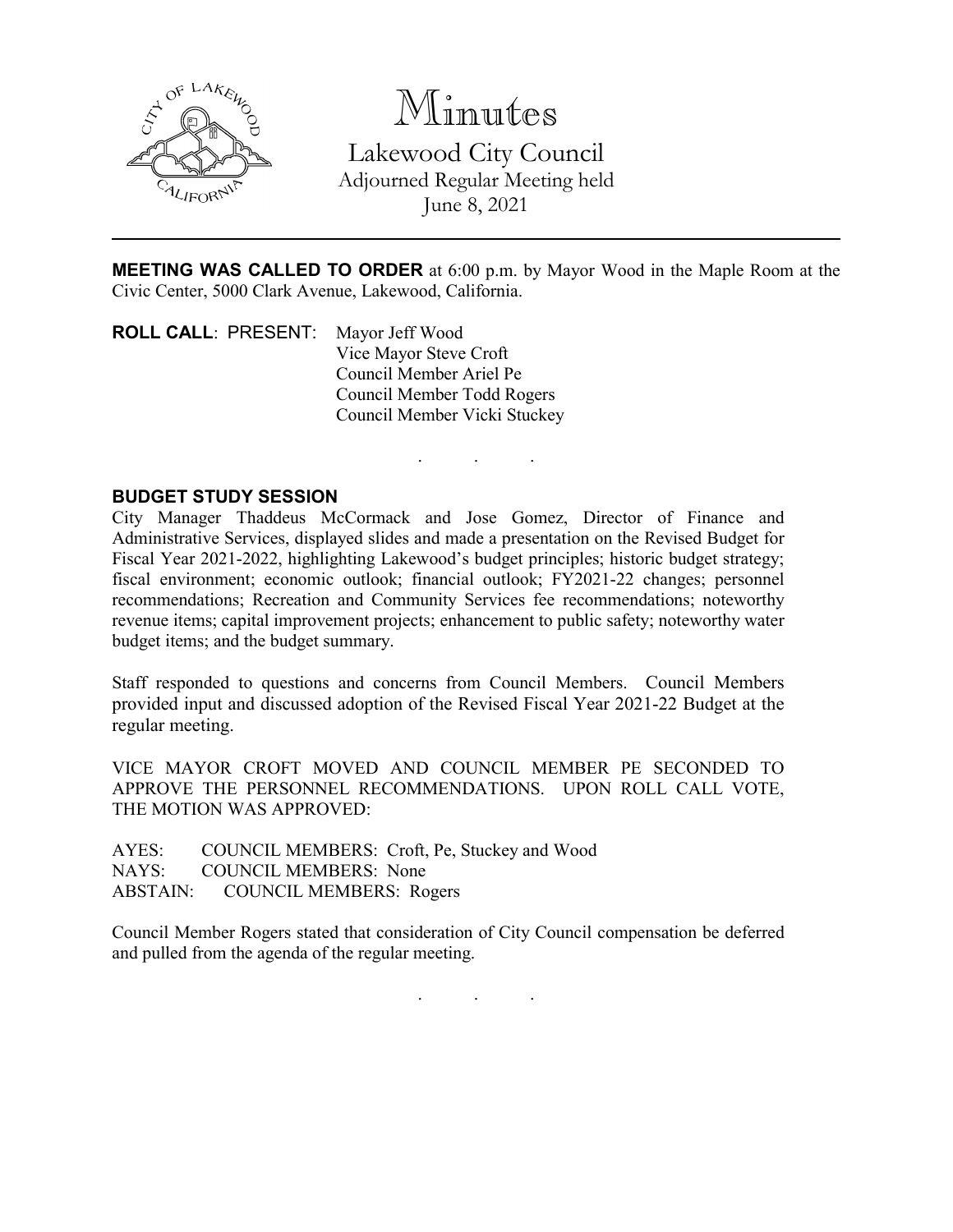# Minutes

## Lakewood City Council

Adjourned Regular Meeting held
June 8, 2021

---

**MEETING WAS CALLED TO ORDER** at 6:00 p.m. by Mayor Wood in the Maple Room at the Civic Center, 5000 Clark Avenue, Lakewood, California.

**ROLL CALL**: PRESENT: Mayor Jeff Wood
Vice Mayor Steve Croft
Council Member Ariel Pe
Council Member Todd Rogers
Council Member Vicki Stuckey

. . .

**BUDGET STUDY SESSION**

City Manager Thaddeus McCormack and Jose Gomez, Director of Finance and Administrative Services, displayed slides and made a presentation on the Revised Budget for Fiscal Year 2021-2022, highlighting Lakewood's budget principles; historic budget strategy; fiscal environment; economic outlook; financial outlook; FY2021-22 changes; personnel recommendations; Recreation and Community Services fee recommendations; noteworthy revenue items; capital improvement projects; enhancement to public safety; noteworthy water budget items; and the budget summary.

Staff responded to questions and concerns from Council Members. Council Members provided input and discussed adoption of the Revised Fiscal Year 2021-22 Budget at the regular meeting.

VICE MAYOR CROFT MOVED AND COUNCIL MEMBER PE SECONDED TO APPROVE THE PERSONNEL RECOMMENDATIONS. UPON ROLL CALL VOTE, THE MOTION WAS APPROVED:

AYES: COUNCIL MEMBERS: Croft, Pe, Stuckey and Wood
NAYS: COUNCIL MEMBERS: None
ABSTAIN: COUNCIL MEMBERS: Rogers

Council Member Rogers stated that consideration of City Council compensation be deferred and pulled from the agenda of the regular meeting.

. . .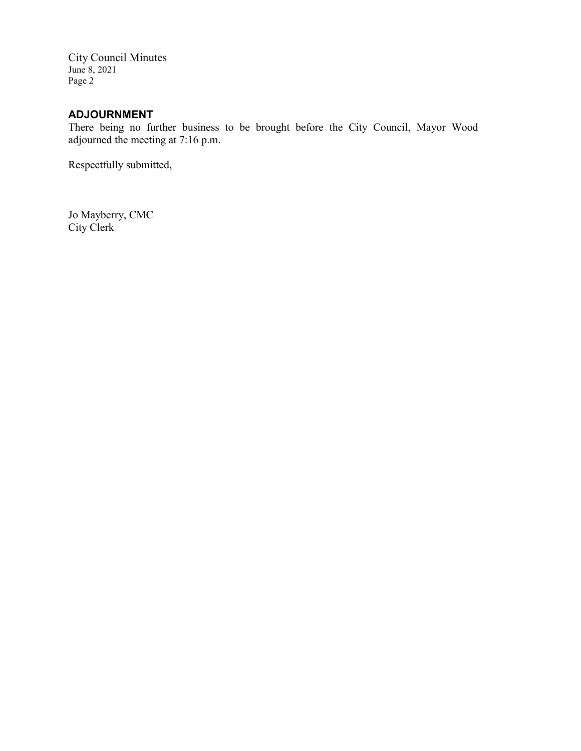## ADJOURNMENT

There being no further business to be brought before the City Council, Mayor Wood adjourned the meeting at 7:16 p.m.

Respectfully submitted,

Jo Mayberry, CMC
City Clerk